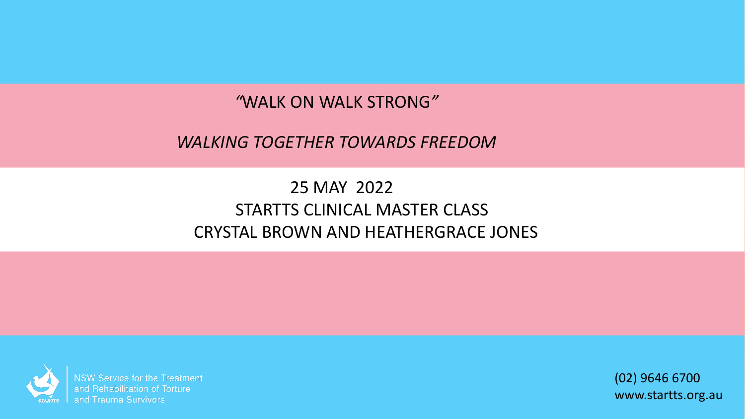# "WALK ON WALK STRONG"

## *WALKING TOGETHER TOWARDS FREEDOM*

25 MAY 2022

STARTTS CLINICAL MASTER CLASS

CRYSTAL BROWN AND HEATHERGRACE JONES

NSW Service for the Treatment and Rehabilitation of Torture and Trauma Survivors

(02) 9646 6700

www.startts.org.au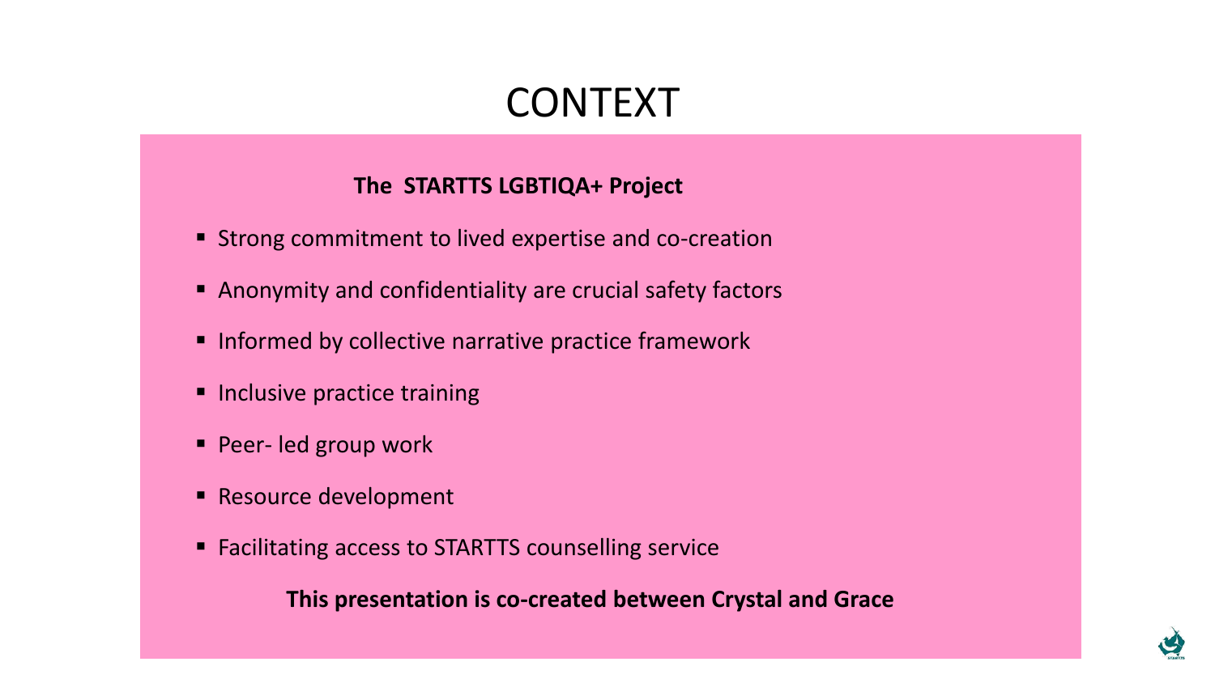# CONTEXT

**The STARTTS LGBTIQA+ Project**

- Strong commitment to lived expertise and co-creation
- Anonymity and confidentiality are crucial safety factors
- Informed by collective narrative practice framework
- Inclusive practice training
- Peer- led group work
- Resource development
- Facilitating access to STARTTS counselling service

**This presentation is co-created between Crystal and Grace**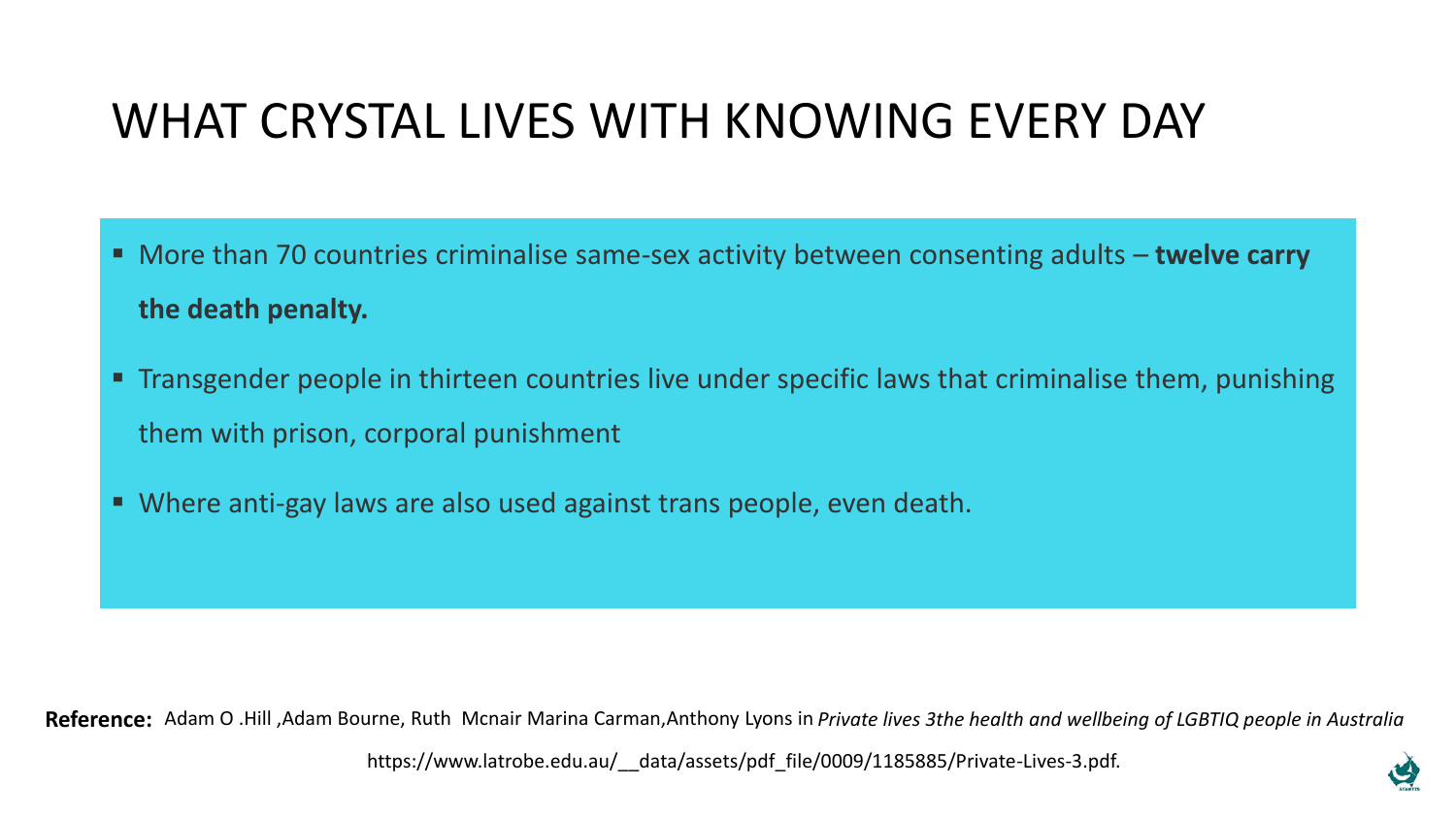# WHAT CRYSTAL LIVES WITH KNOWING EVERY DAY

- More than 70 countries criminalise same-sex activity between consenting adults – **twelve carry the death penalty.**
- Transgender people in thirteen countries live under specific laws that criminalise them, punishing them with prison, corporal punishment
- Where anti-gay laws are also used against trans people, even death.

**Reference:** Adam O .Hill ,Adam Bourne, Ruth Mcnair Marina Carman,Anthony Lyons in *Private lives 3the health and wellbeing of LGBTIQ people in Australia*

https://www.latrobe.edu.au/__data/assets/pdf_file/0009/1185885/Private-Lives-3.pdf.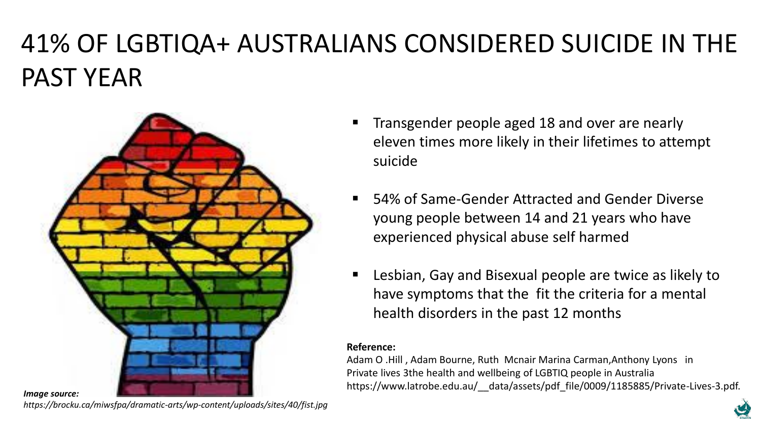# 41% OF LGBTIQA+ AUSTRALIANS CONSIDERED SUICIDE IN THE PAST YEAR

- Transgender people aged 18 and over are nearly eleven times more likely in their lifetimes to attempt suicide
- 54% of Same-Gender Attracted and Gender Diverse young people between 14 and 21 years who have experienced physical abuse self harmed
- Lesbian, Gay and Bisexual people are twice as likely to have symptoms that the fit the criteria for a mental health disorders in the past 12 months

**Reference:**
Adam O .Hill , Adam Bourne, Ruth Mcnair Marina Carman,Anthony Lyons in Private lives 3the health and wellbeing of LGBTIQ people in Australia https://www.latrobe.edu.au/__data/assets/pdf_file/0009/1185885/Private-Lives-3.pdf.

***Image source:***
*https://brocku.ca/miwsfpa/dramatic-arts/wp-content/uploads/sites/40/fist.jpg*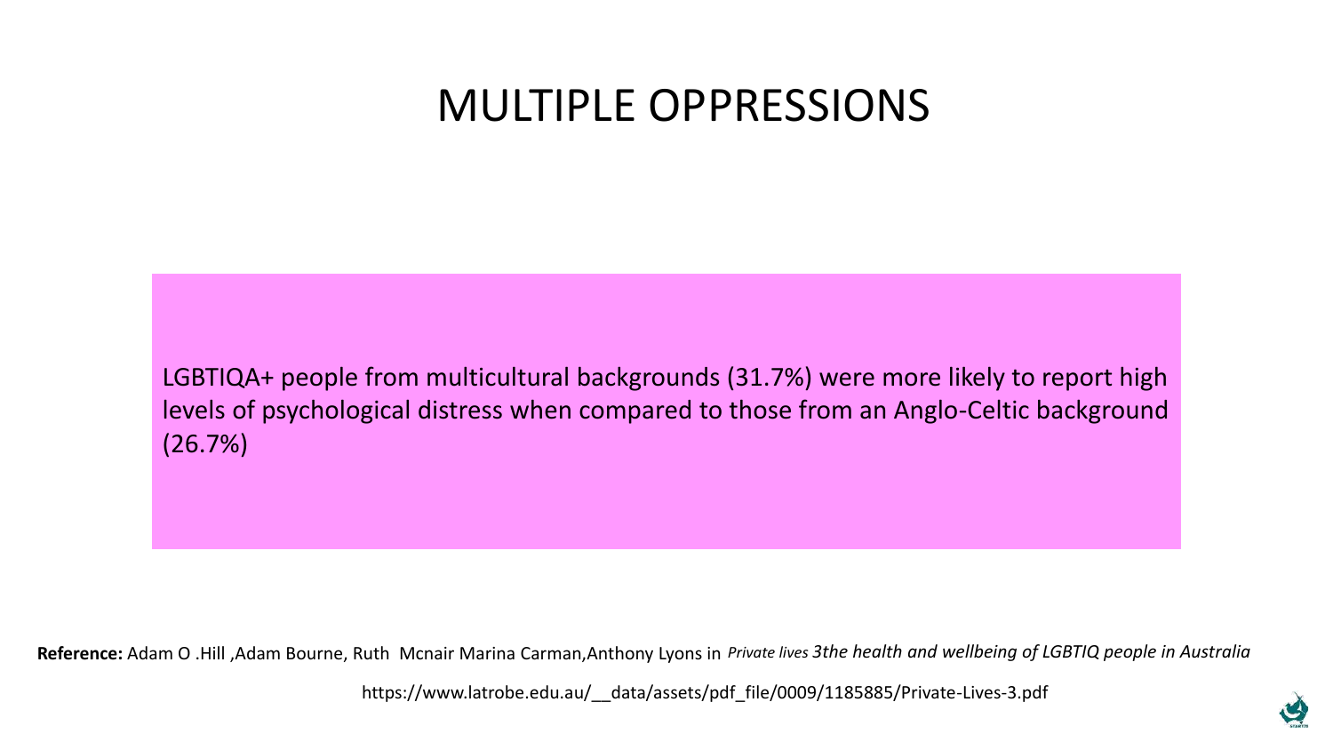# MULTIPLE OPPRESSIONS

LGBTIQA+ people from multicultural backgrounds (31.7%) were more likely to report high levels of psychological distress when compared to those from an Anglo-Celtic background (26.7%)

**Reference:** Adam O .Hill ,Adam Bourne, Ruth Mcnair Marina Carman,Anthony Lyons in *Private lives 3the health and wellbeing of LGBTIQ people in Australia*

https://www.latrobe.edu.au/__data/assets/pdf_file/0009/1185885/Private-Lives-3.pdf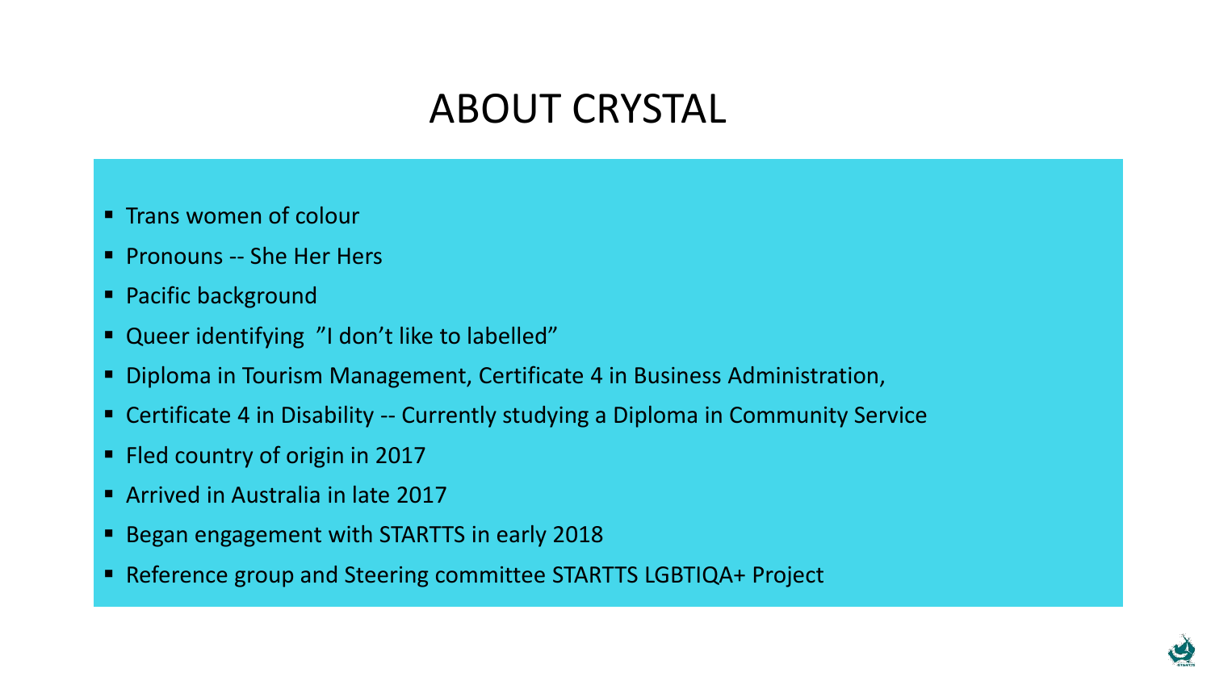# ABOUT CRYSTAL

- Trans women of colour
- Pronouns -- She Her Hers
- Pacific background
- Queer identifying ”I don’t like to labelled”
- Diploma in Tourism Management, Certificate 4 in Business Administration,
- Certificate 4 in Disability -- Currently studying a Diploma in Community Service
- Fled country of origin in 2017
- Arrived in Australia in late 2017
- Began engagement with STARTTS in early 2018
- Reference group and Steering committee STARTTS LGBTIQA+ Project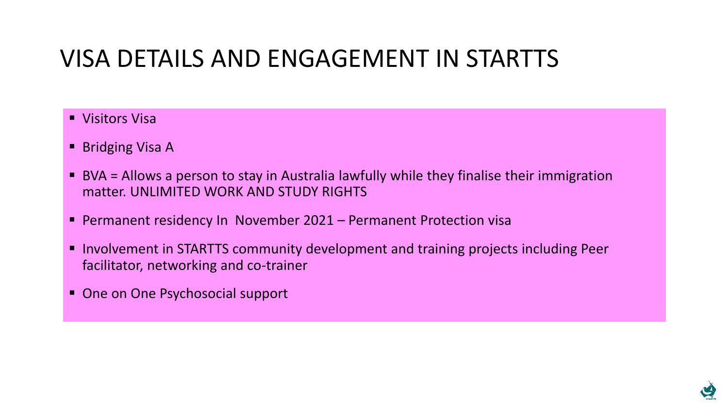# VISA DETAILS AND ENGAGEMENT IN STARTTS

- Visitors Visa
- Bridging Visa A
- BVA = Allows a person to stay in Australia lawfully while they finalise their immigration matter. UNLIMITED WORK AND STUDY RIGHTS
- Permanent residency In November 2021 – Permanent Protection visa
- Involvement in STARTTS community development and training projects including Peer facilitator, networking and co-trainer
- One on One Psychosocial support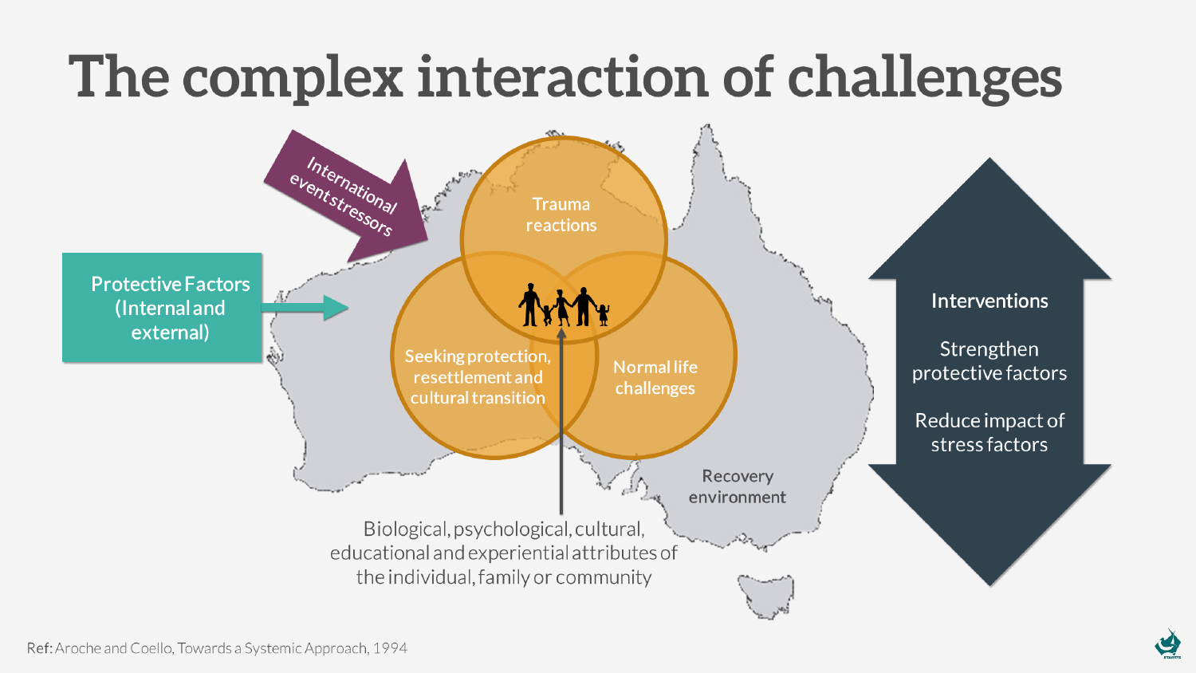# The complex interaction of challenges

International event stressors

Protective Factors (Internal and external)

Trauma reactions

Seeking protection, resettlement and cultural transition

Normal life challenges

Recovery environment

Biological, psychological, cultural, educational and experiential attributes of the individual, family or community

Interventions

Strengthen protective factors

Reduce impact of stress factors

Ref: Aroche and Coello, Towards a Systemic Approach, 1994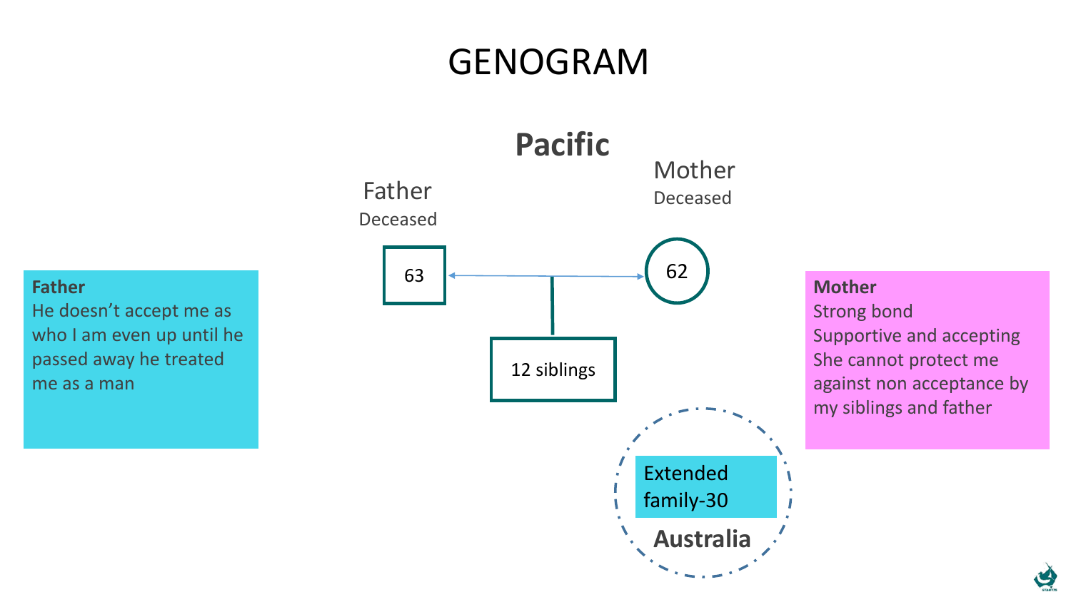# GENOGRAM

## Pacific

**Father**
He doesn't accept me as who I am even up until he passed away he treated me as a man

Father
Deceased

63

Mother
Deceased

62

12 siblings

**Mother**
Strong bond
Supportive and accepting
She cannot protect me against non acceptance by my siblings and father

Extended family-30

**Australia**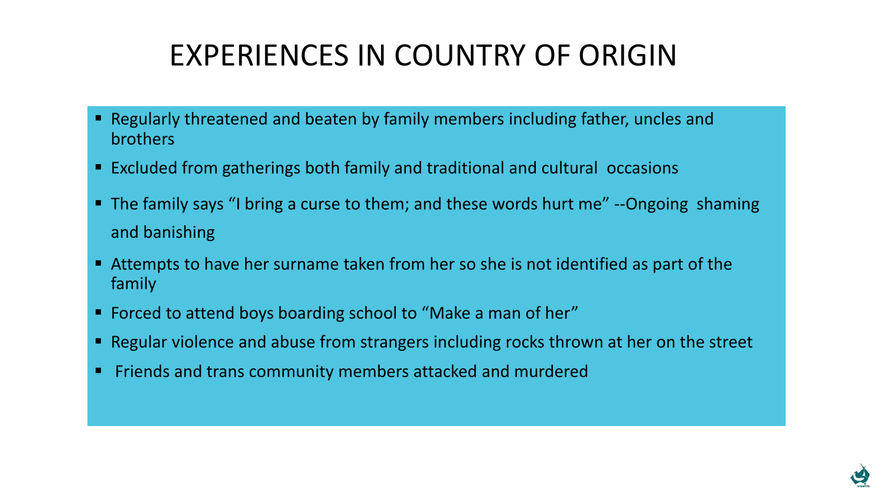# EXPERIENCES IN COUNTRY OF ORIGIN

- Regularly threatened and beaten by family members including father, uncles and brothers
- Excluded from gatherings both family and traditional and cultural occasions
- The family says "I bring a curse to them; and these words hurt me" --Ongoing shaming and banishing
- Attempts to have her surname taken from her so she is not identified as part of the family
- Forced to attend boys boarding school to "Make a man of her"
- Regular violence and abuse from strangers including rocks thrown at her on the street
- Friends and trans community members attacked and murdered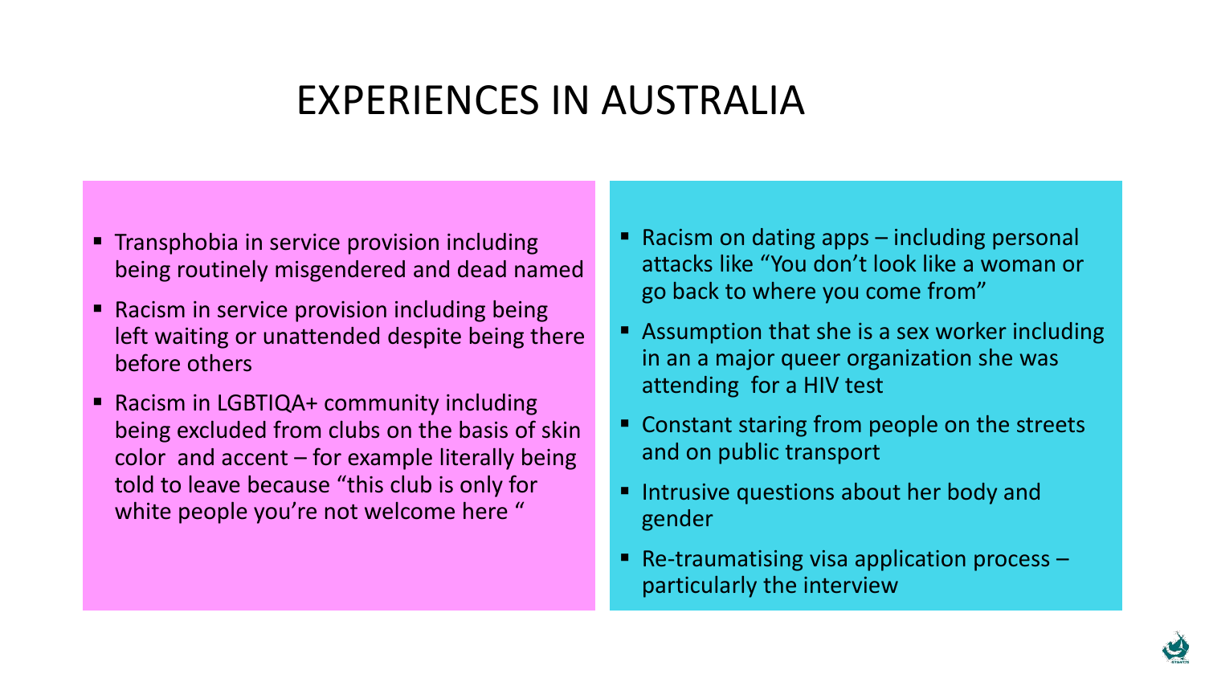# EXPERIENCES IN AUSTRALIA

- Transphobia in service provision including being routinely misgendered and dead named
- Racism in service provision including being left waiting or unattended despite being there before others
- Racism in LGBTIQA+ community including being excluded from clubs on the basis of skin color and accent – for example literally being told to leave because "this club is only for white people you're not welcome here "

- Racism on dating apps – including personal attacks like "You don't look like a woman or go back to where you come from"
- Assumption that she is a sex worker including in an a major queer organization she was attending for a HIV test
- Constant staring from people on the streets and on public transport
- Intrusive questions about her body and gender
- Re-traumatising visa application process – particularly the interview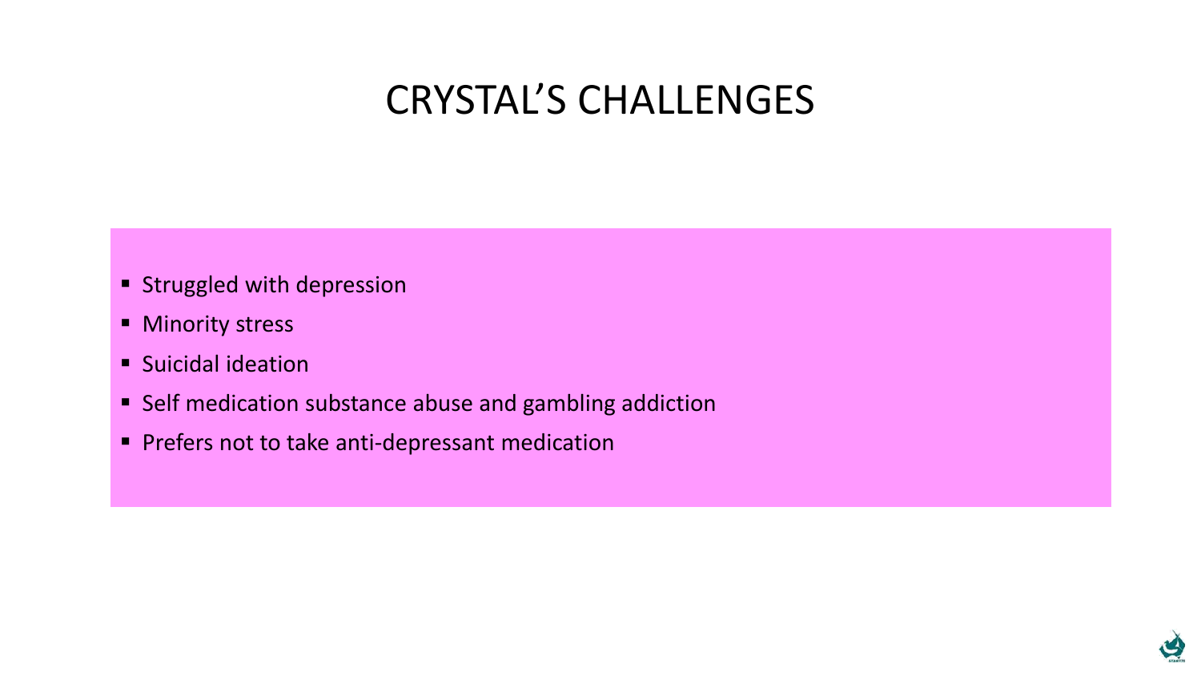# CRYSTAL'S CHALLENGES

- Struggled with depression
- Minority stress
- Suicidal ideation
- Self medication substance abuse and gambling addiction
- Prefers not to take anti-depressant medication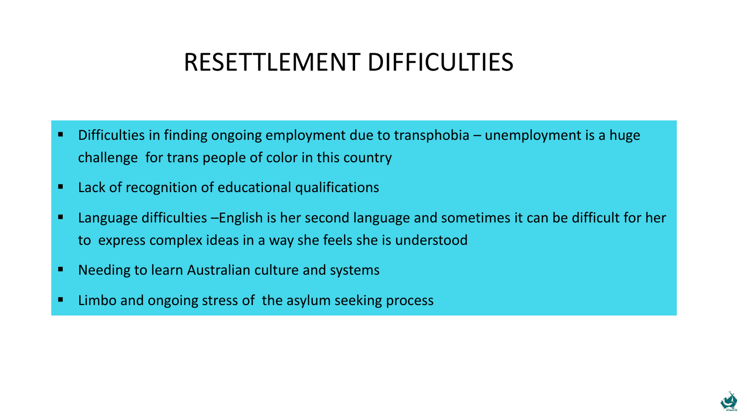# RESETTLEMENT DIFFICULTIES

- Difficulties in finding ongoing employment due to transphobia – unemployment is a huge challenge for trans people of color in this country
- Lack of recognition of educational qualifications
- Language difficulties –English is her second language and sometimes it can be difficult for her to express complex ideas in a way she feels she is understood
- Needing to learn Australian culture and systems
- Limbo and ongoing stress of the asylum seeking process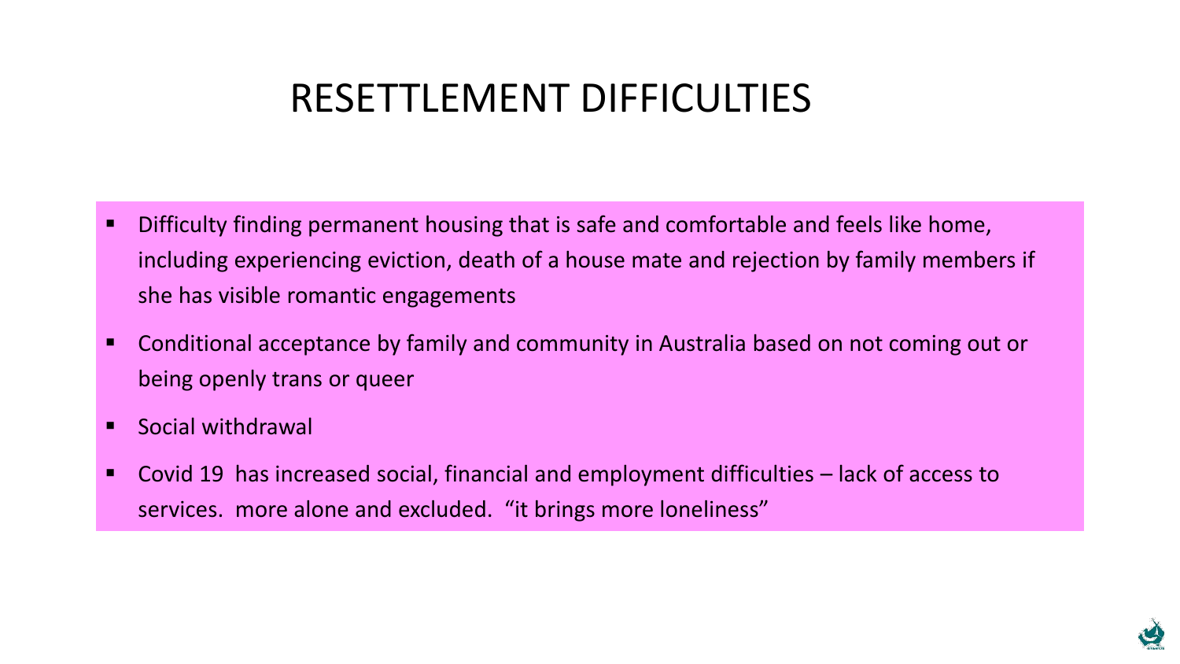# RESETTLEMENT DIFFICULTIES

- Difficulty finding permanent housing that is safe and comfortable and feels like home, including experiencing eviction, death of a house mate and rejection by family members if she has visible romantic engagements
- Conditional acceptance by family and community in Australia based on not coming out or being openly trans or queer
- Social withdrawal
- Covid 19 has increased social, financial and employment difficulties – lack of access to services. more alone and excluded. "it brings more loneliness"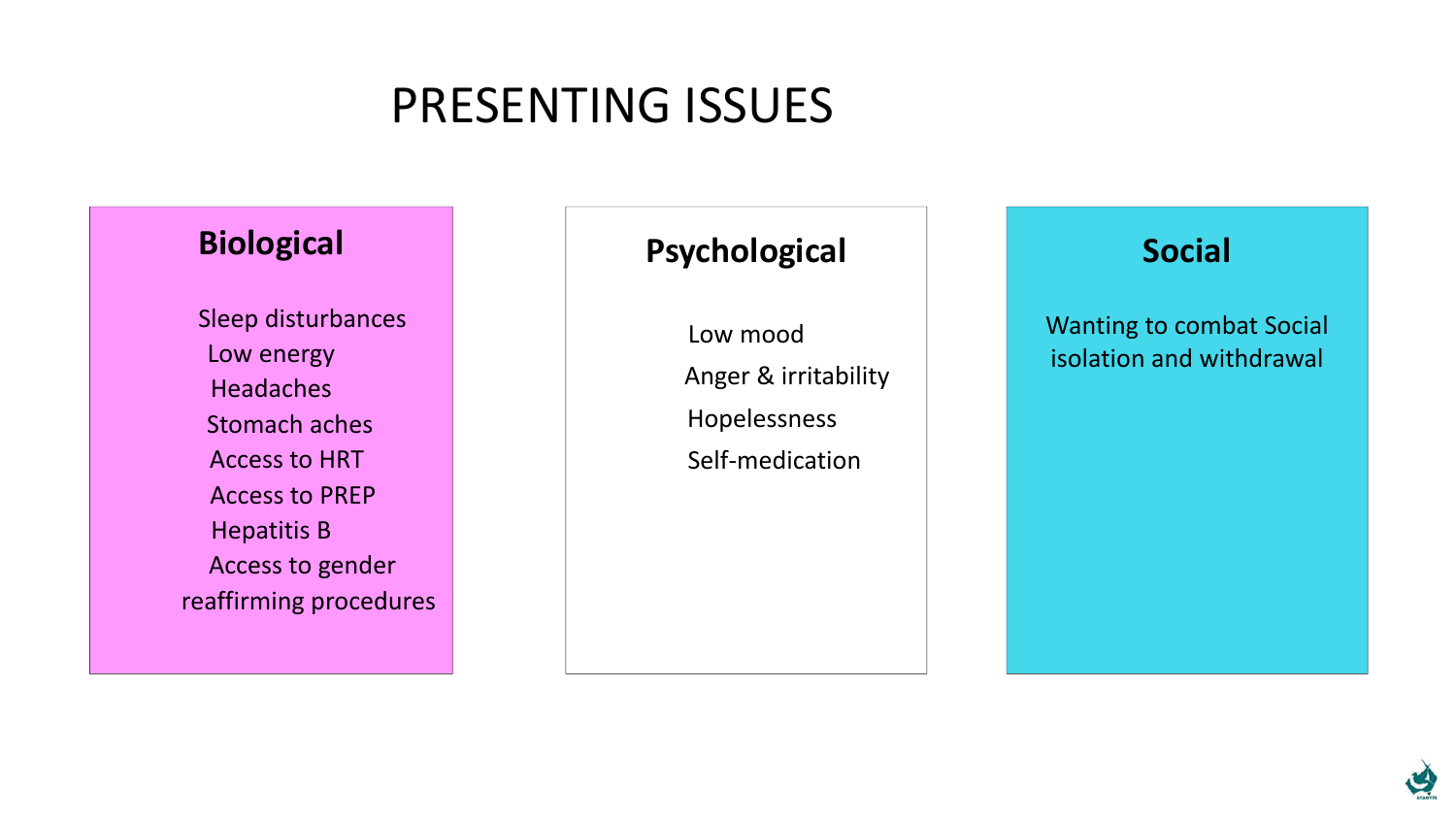# PRESENTING ISSUES

## Biological

- Sleep disturbances
- Low energy
- Headaches
- Stomach aches
- Access to HRT
- Access to PREP
- Hepatitis B
- Access to gender reaffirming procedures

## Psychological

- Low mood
- Anger & irritability
- Hopelessness
- Self-medication

## Social

Wanting to combat Social isolation and withdrawal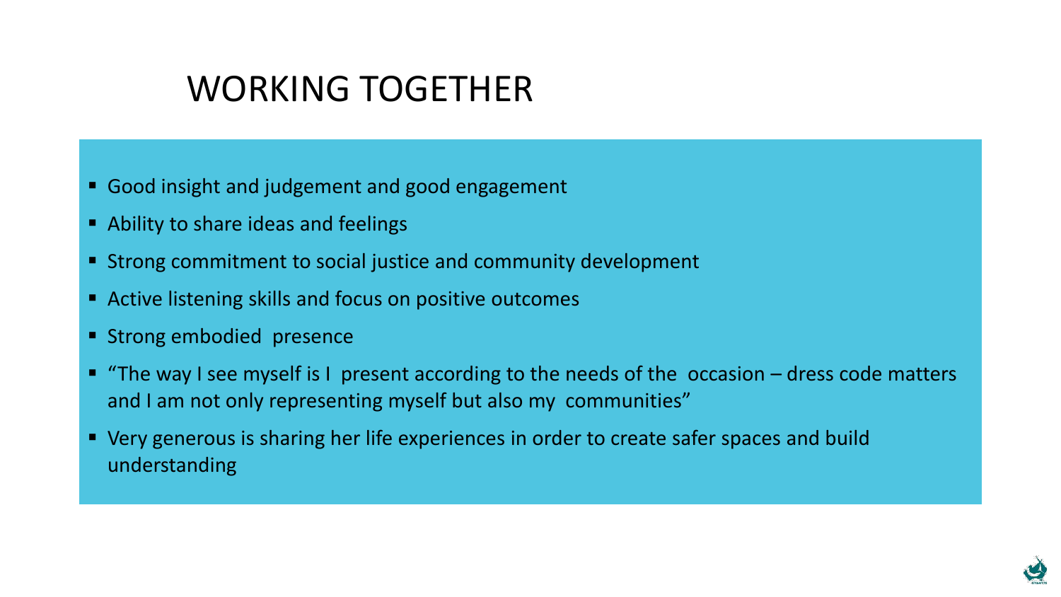# WORKING TOGETHER

- Good insight and judgement and good engagement
- Ability to share ideas and feelings
- Strong commitment to social justice and community development
- Active listening skills and focus on positive outcomes
- Strong embodied presence
- "The way I see myself is I present according to the needs of the occasion – dress code matters and I am not only representing myself but also my communities"
- Very generous is sharing her life experiences in order to create safer spaces and build understanding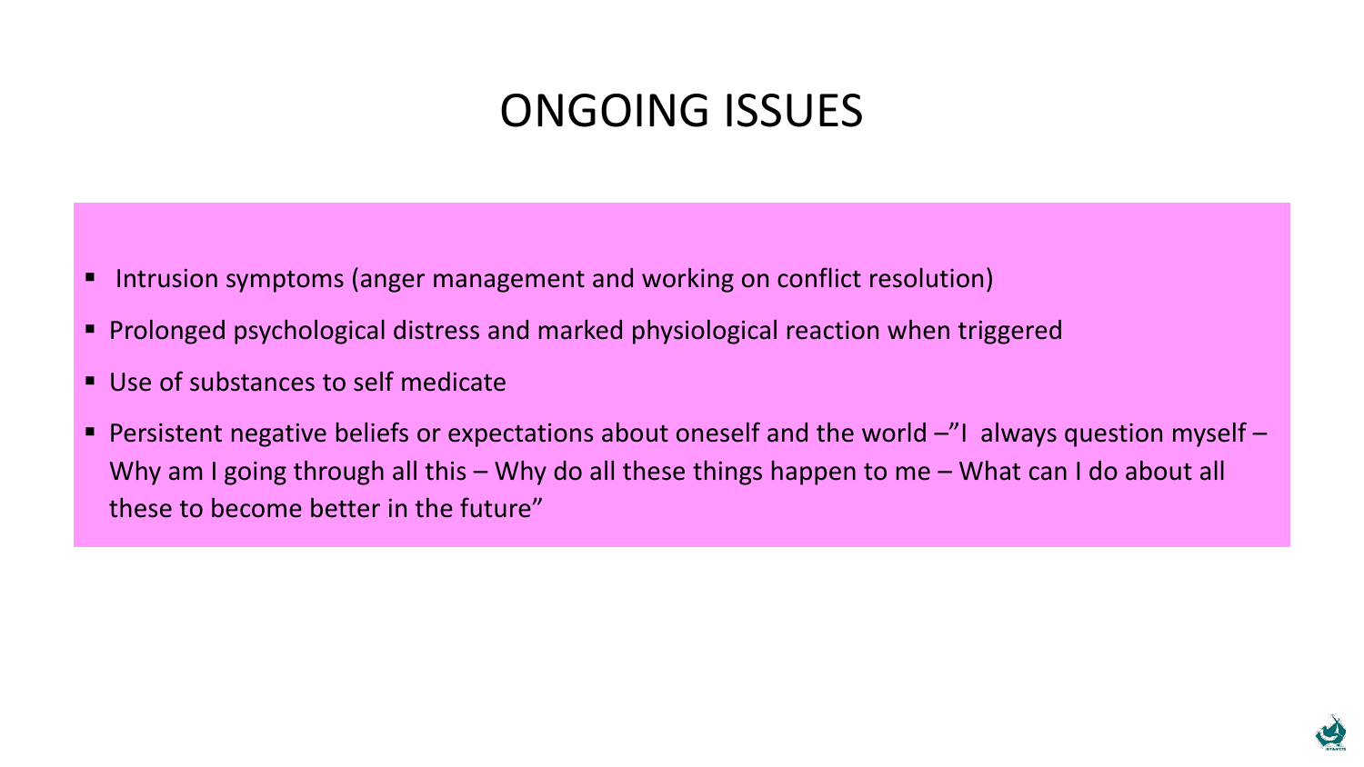# ONGOING ISSUES

- Intrusion symptoms (anger management and working on conflict resolution)
- Prolonged psychological distress and marked physiological reaction when triggered
- Use of substances to self medicate
- Persistent negative beliefs or expectations about oneself and the world –"I always question myself – Why am I going through all this – Why do all these things happen to me – What can I do about all these to become better in the future"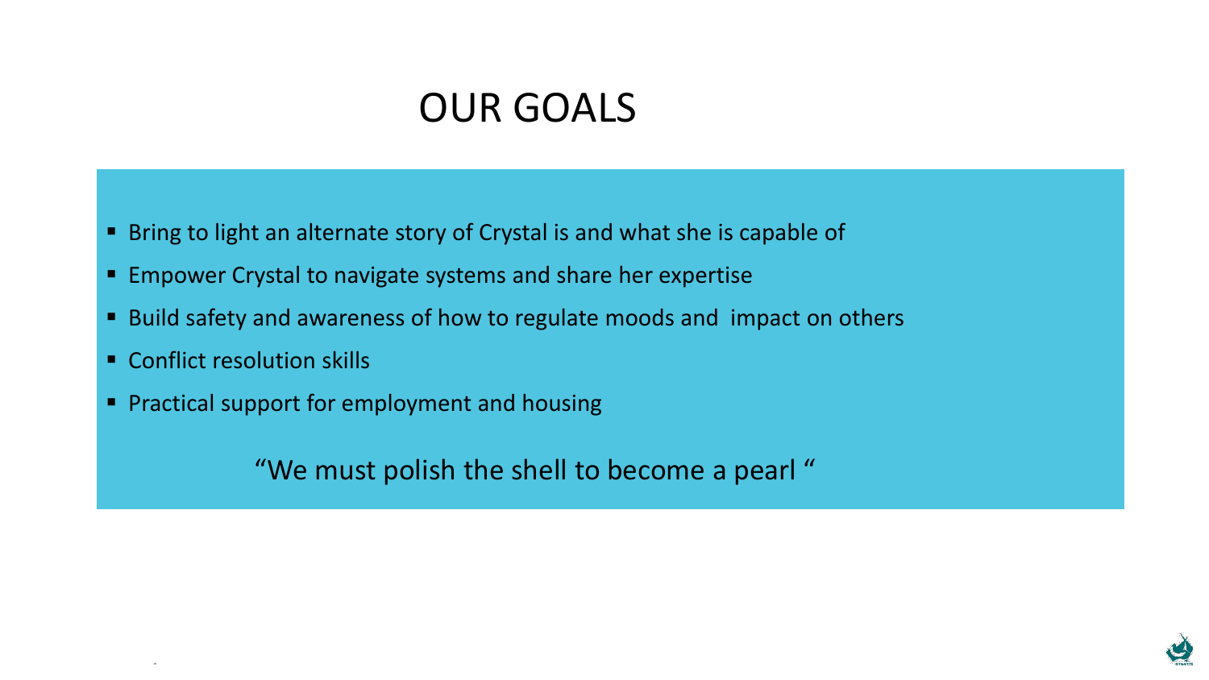# OUR GOALS

- Bring to light an alternate story of Crystal is and what she is capable of
- Empower Crystal to navigate systems and share her expertise
- Build safety and awareness of how to regulate moods and impact on others
- Conflict resolution skills
- Practical support for employment and housing

"We must polish the shell to become a pearl "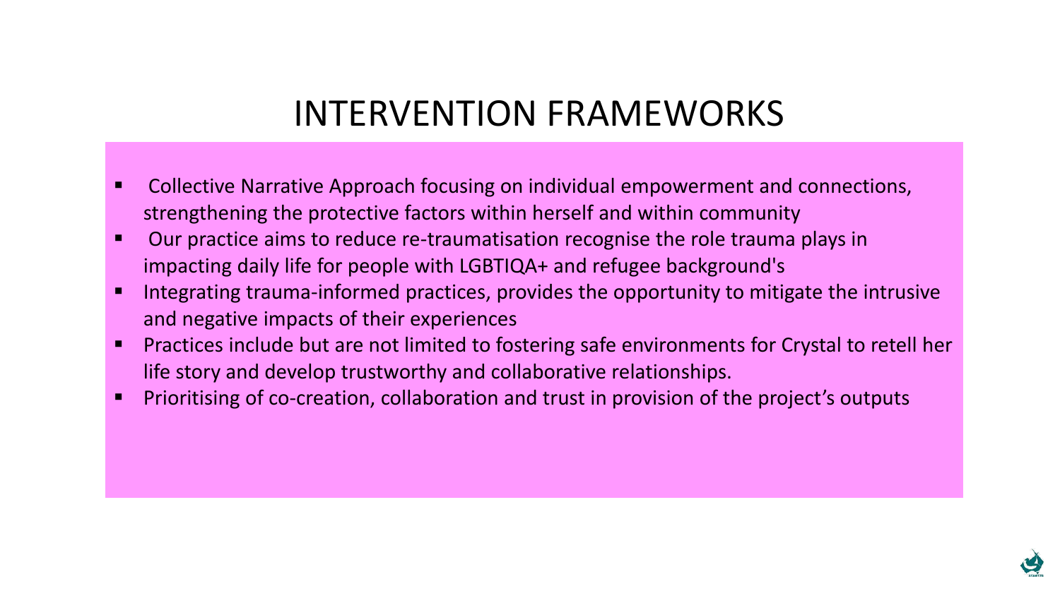# INTERVENTION FRAMEWORKS

- Collective Narrative Approach focusing on individual empowerment and connections, strengthening the protective factors within herself and within community
- Our practice aims to reduce re-traumatisation recognise the role trauma plays in impacting daily life for people with LGBTIQA+ and refugee background's
- Integrating trauma-informed practices, provides the opportunity to mitigate the intrusive and negative impacts of their experiences
- Practices include but are not limited to fostering safe environments for Crystal to retell her life story and develop trustworthy and collaborative relationships.
- Prioritising of co-creation, collaboration and trust in provision of the project's outputs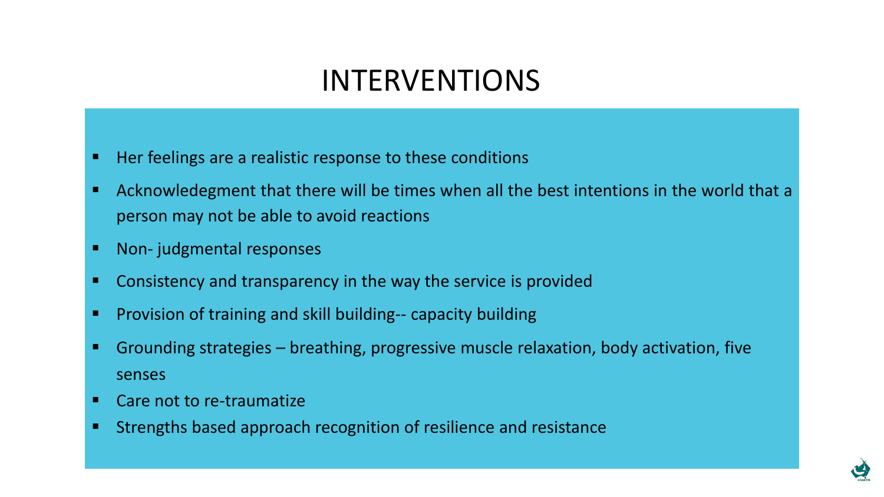# INTERVENTIONS

- Her feelings are a realistic response to these conditions
- Acknowledegment that there will be times when all the best intentions in the world that a person may not be able to avoid reactions
- Non- judgmental responses
- Consistency and transparency in the way the service is provided
- Provision of training and skill building-- capacity building
- Grounding strategies – breathing, progressive muscle relaxation, body activation, five senses
- Care not to re-traumatize
- Strengths based approach recognition of resilience and resistance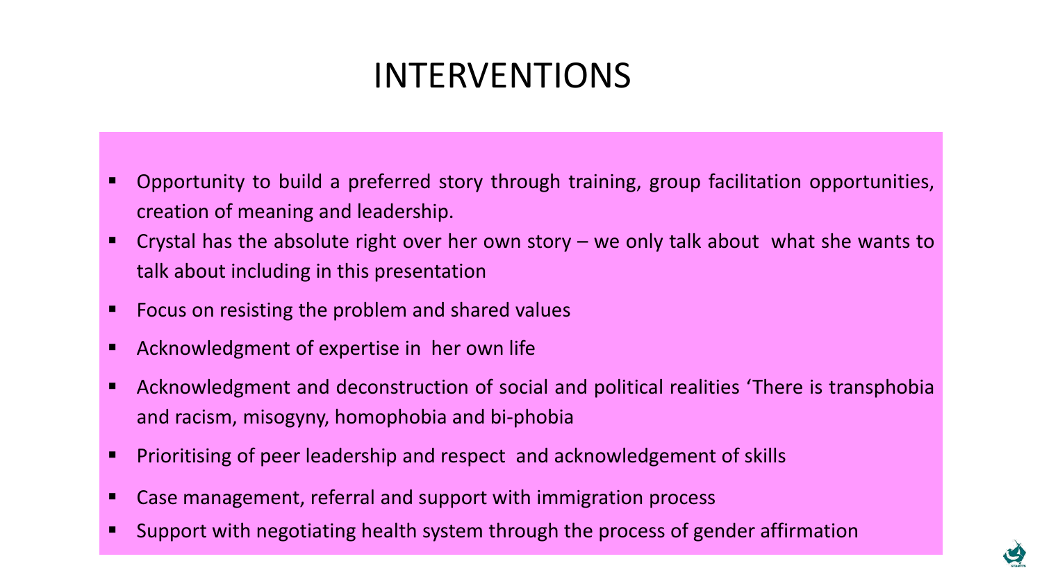# INTERVENTIONS

- Opportunity to build a preferred story through training, group facilitation opportunities, creation of meaning and leadership.
- Crystal has the absolute right over her own story – we only talk about what she wants to talk about including in this presentation
- Focus on resisting the problem and shared values
- Acknowledgment of expertise in her own life
- Acknowledgment and deconstruction of social and political realities 'There is transphobia and racism, misogyny, homophobia and bi-phobia
- Prioritising of peer leadership and respect and acknowledgement of skills
- Case management, referral and support with immigration process
- Support with negotiating health system through the process of gender affirmation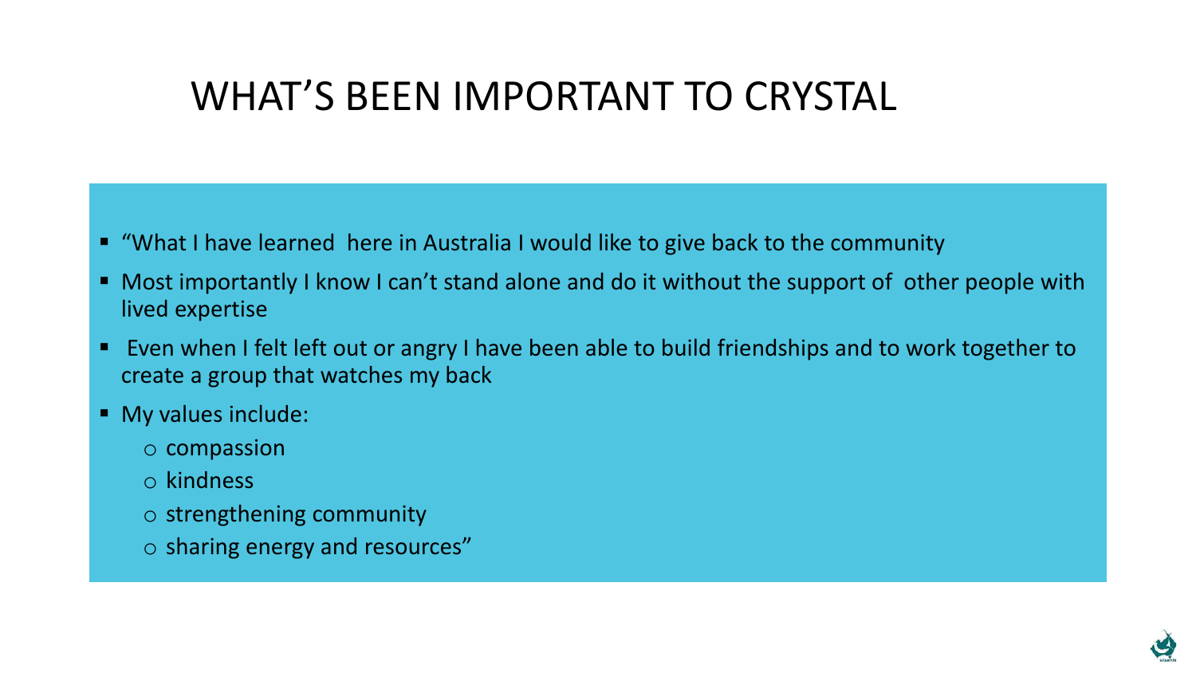# WHAT'S BEEN IMPORTANT TO CRYSTAL

- "What I have learned  here in Australia I would like to give back to the community
- Most importantly I know I can't stand alone and do it without the support of  other people with lived expertise
- Even when I felt left out or angry I have been able to build friendships and to work together to create a group that watches my back
- My values include:
  - compassion
  - kindness
  - strengthening community
  - sharing energy and resources"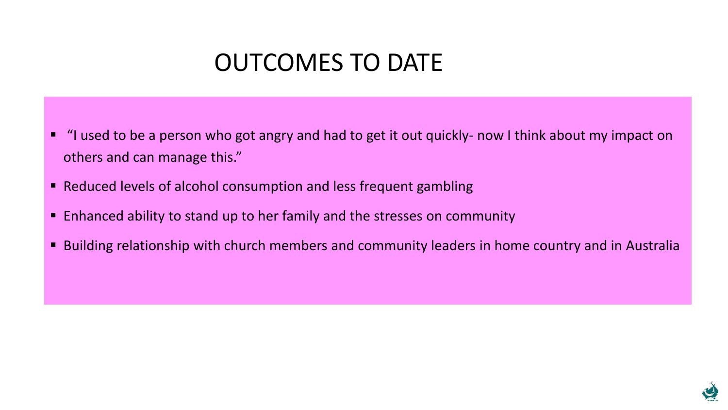# OUTCOMES TO DATE

- "I used to be a person who got angry and had to get it out quickly- now I think about my impact on others and can manage this."
- Reduced levels of alcohol consumption and less frequent gambling
- Enhanced ability to stand up to her family and the stresses on community
- Building relationship with church members and community leaders in home country and in Australia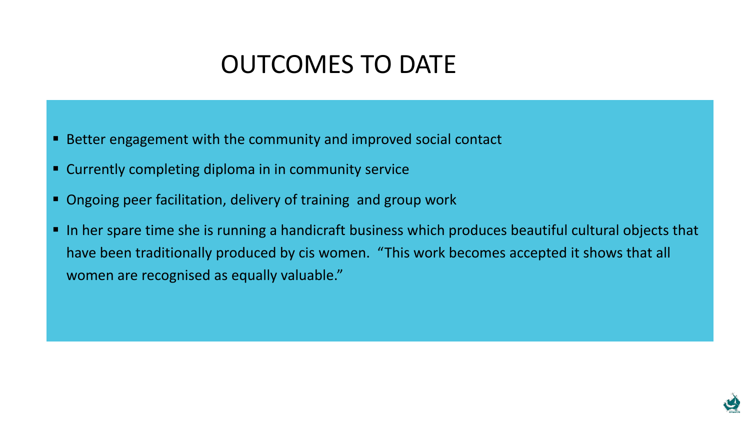# OUTCOMES TO DATE

- Better engagement with the community and improved social contact
- Currently completing diploma in in community service
- Ongoing peer facilitation, delivery of training  and group work
- In her spare time she is running a handicraft business which produces beautiful cultural objects that have been traditionally produced by cis women.  "This work becomes accepted it shows that all women are recognised as equally valuable."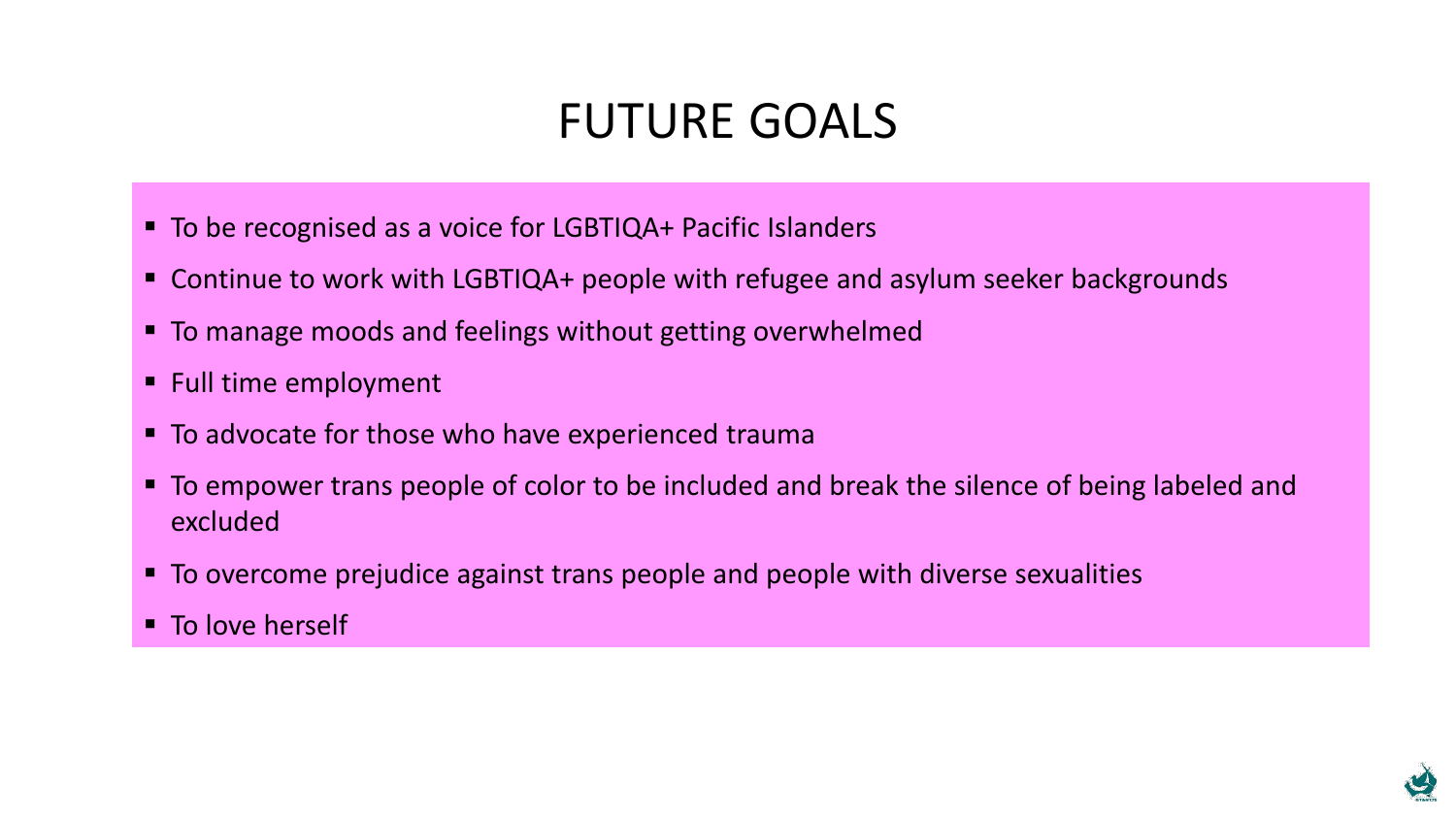# FUTURE GOALS

- To be recognised as a voice for LGBTIQA+ Pacific Islanders
- Continue to work with LGBTIQA+ people with refugee and asylum seeker backgrounds
- To manage moods and feelings without getting overwhelmed
- Full time employment
- To advocate for those who have experienced trauma
- To empower trans people of color to be included and break the silence of being labeled and excluded
- To overcome prejudice against trans people and people with diverse sexualities
- To love herself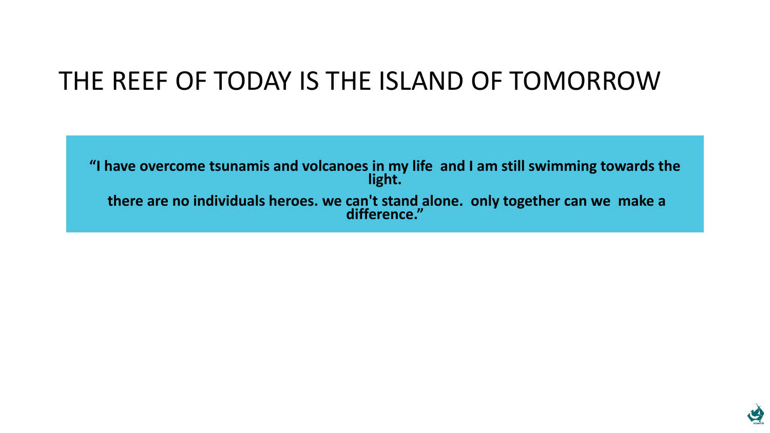# THE REEF OF TODAY IS THE ISLAND OF TOMORROW

**“I have overcome tsunamis and volcanoes in my life and I am still swimming towards the light.**

**there are no individuals heroes. we can't stand alone. only together can we make a difference.”**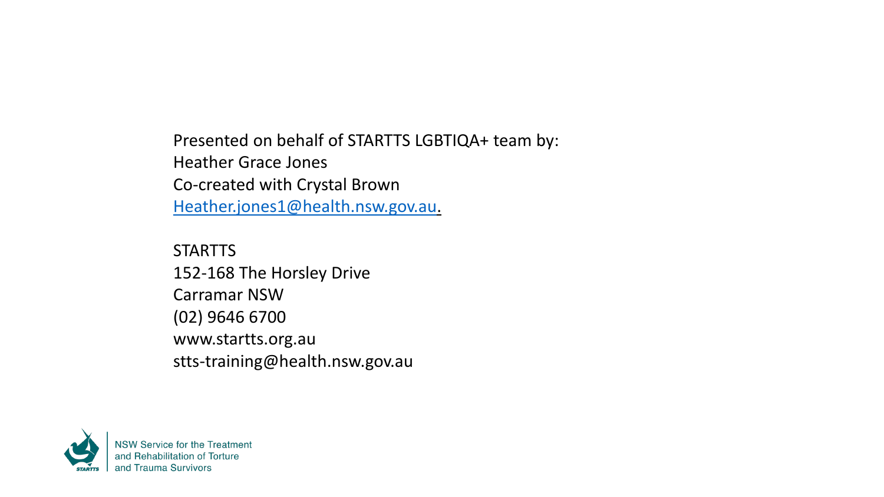Presented on behalf of STARTTS LGBTIQA+ team by:
Heather Grace Jones
Co-created with Crystal Brown
Heather.jones1@health.nsw.gov.au.

STARTTS
152-168 The Horsley Drive
Carramar NSW
(02) 9646 6700
www.startts.org.au
stts-training@health.nsw.gov.au

NSW Service for the Treatment
and Rehabilitation of Torture
and Trauma Survivors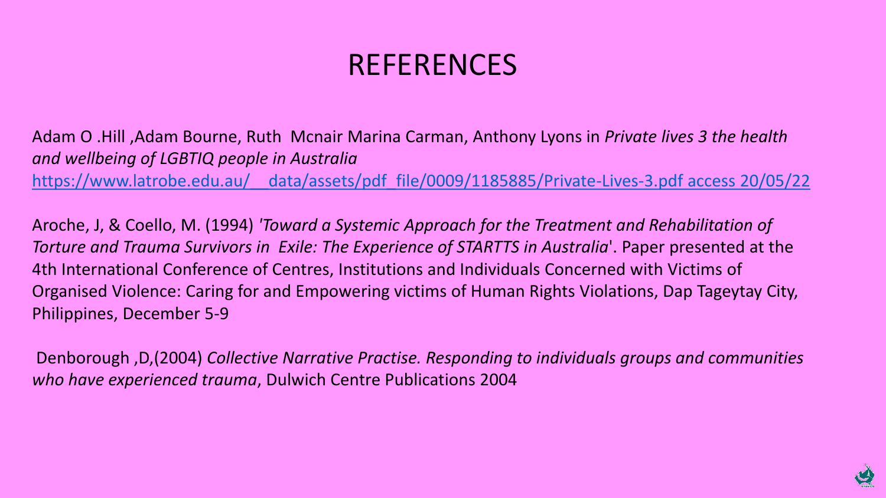# REFERENCES

Adam O .Hill ,Adam Bourne, Ruth Mcnair Marina Carman, Anthony Lyons in *Private lives 3 the health and wellbeing of LGBTIQ people in Australia*
[https://www.latrobe.edu.au/__data/assets/pdf_file/0009/1185885/Private-Lives-3.pdf access 20/05/22](https://www.latrobe.edu.au/__data/assets/pdf_file/0009/1185885/Private-Lives-3.pdf)

Aroche, J, & Coello, M. (1994) *'Toward a Systemic Approach for the Treatment and Rehabilitation of Torture and Trauma Survivors in Exile: The Experience of STARTTS in Australia*'. Paper presented at the 4th International Conference of Centres, Institutions and Individuals Concerned with Victims of Organised Violence: Caring for and Empowering victims of Human Rights Violations, Dap Tageytay City, Philippines, December 5-9

Denborough ,D,(2004) *Collective Narrative Practise. Responding to individuals groups and communities who have experienced trauma*, Dulwich Centre Publications 2004